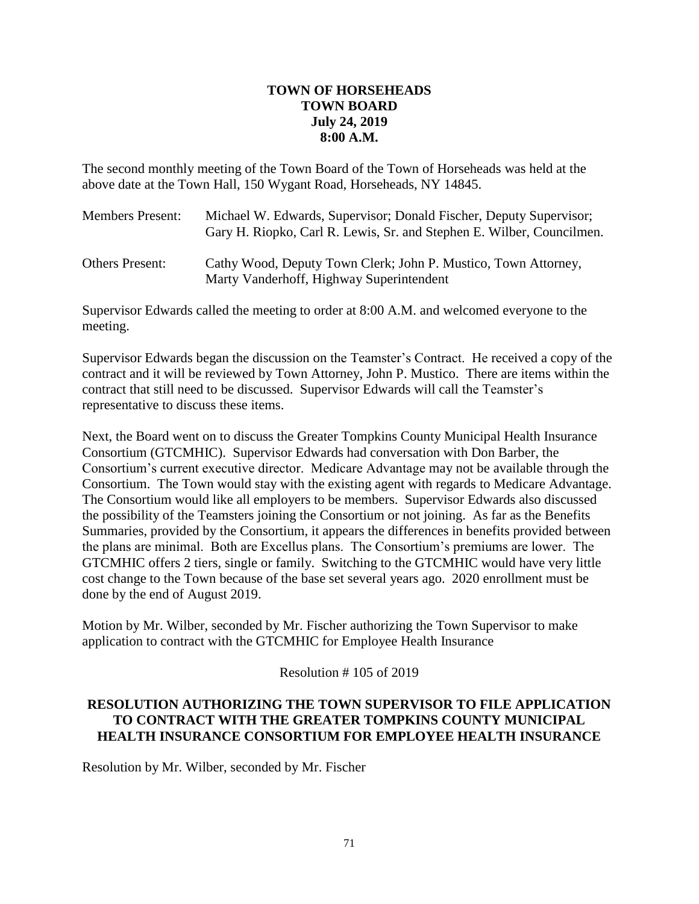# TOWN OF HORSEHEADS
## TOWN BOARD
### July 24, 2019
### 8:00 A.M.

The second monthly meeting of the Town Board of the Town of Horseheads was held at the above date at the Town Hall, 150 Wygant Road, Horseheads, NY 14845.

| | |
|---|---|
| Members Present: | Michael W. Edwards, Supervisor; Donald Fischer, Deputy Supervisor; Gary H. Riopko, Carl R. Lewis, Sr. and Stephen E. Wilber, Councilmen. |
| Others Present: | Cathy Wood, Deputy Town Clerk; John P. Mustico, Town Attorney, Marty Vanderhoff, Highway Superintendent |

Supervisor Edwards called the meeting to order at 8:00 A.M. and welcomed everyone to the meeting.

Supervisor Edwards began the discussion on the Teamster's Contract. He received a copy of the contract and it will be reviewed by Town Attorney, John P. Mustico. There are items within the contract that still need to be discussed. Supervisor Edwards will call the Teamster's representative to discuss these items.

Next, the Board went on to discuss the Greater Tompkins County Municipal Health Insurance Consortium (GTCMHIC). Supervisor Edwards had conversation with Don Barber, the Consortium's current executive director. Medicare Advantage may not be available through the Consortium. The Town would stay with the existing agent with regards to Medicare Advantage. The Consortium would like all employers to be members. Supervisor Edwards also discussed the possibility of the Teamsters joining the Consortium or not joining. As far as the Benefits Summaries, provided by the Consortium, it appears the differences in benefits provided between the plans are minimal. Both are Excellus plans. The Consortium's premiums are lower. The GTCMHIC offers 2 tiers, single or family. Switching to the GTCMHIC would have very little cost change to the Town because of the base set several years ago. 2020 enrollment must be done by the end of August 2019.

Motion by Mr. Wilber, seconded by Mr. Fischer authorizing the Town Supervisor to make application to contract with the GTCMHIC for Employee Health Insurance

Resolution # 105 of 2019

**RESOLUTION AUTHORIZING THE TOWN SUPERVISOR TO FILE APPLICATION TO CONTRACT WITH THE GREATER TOMPKINS COUNTY MUNICIPAL HEALTH INSURANCE CONSORTIUM FOR EMPLOYEE HEALTH INSURANCE**

Resolution by Mr. Wilber, seconded by Mr. Fischer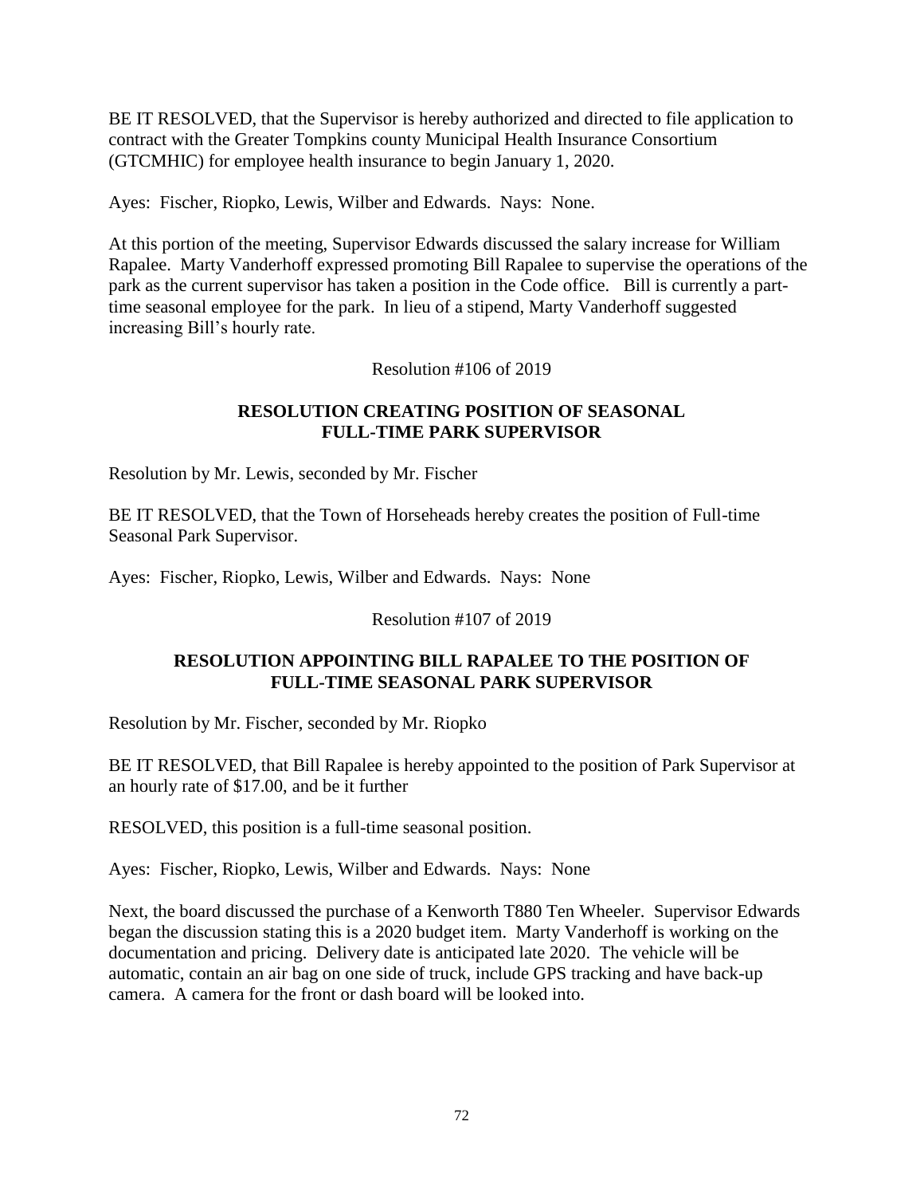BE IT RESOLVED, that the Supervisor is hereby authorized and directed to file application to contract with the Greater Tompkins county Municipal Health Insurance Consortium (GTCMHIC) for employee health insurance to begin January 1, 2020.

Ayes: Fischer, Riopko, Lewis, Wilber and Edwards. Nays: None.

At this portion of the meeting, Supervisor Edwards discussed the salary increase for William Rapalee. Marty Vanderhoff expressed promoting Bill Rapalee to supervise the operations of the park as the current supervisor has taken a position in the Code office. Bill is currently a part-time seasonal employee for the park. In lieu of a stipend, Marty Vanderhoff suggested increasing Bill's hourly rate.

Resolution #106 of 2019

**RESOLUTION CREATING POSITION OF SEASONAL FULL-TIME PARK SUPERVISOR**

Resolution by Mr. Lewis, seconded by Mr. Fischer

BE IT RESOLVED, that the Town of Horseheads hereby creates the position of Full-time Seasonal Park Supervisor.

Ayes: Fischer, Riopko, Lewis, Wilber and Edwards. Nays: None

Resolution #107 of 2019

**RESOLUTION APPOINTING BILL RAPALEE TO THE POSITION OF FULL-TIME SEASONAL PARK SUPERVISOR**

Resolution by Mr. Fischer, seconded by Mr. Riopko

BE IT RESOLVED, that Bill Rapalee is hereby appointed to the position of Park Supervisor at an hourly rate of $17.00, and be it further

RESOLVED, this position is a full-time seasonal position.

Ayes: Fischer, Riopko, Lewis, Wilber and Edwards. Nays: None

Next, the board discussed the purchase of a Kenworth T880 Ten Wheeler. Supervisor Edwards began the discussion stating this is a 2020 budget item. Marty Vanderhoff is working on the documentation and pricing. Delivery date is anticipated late 2020. The vehicle will be automatic, contain an air bag on one side of truck, include GPS tracking and have back-up camera. A camera for the front or dash board will be looked into.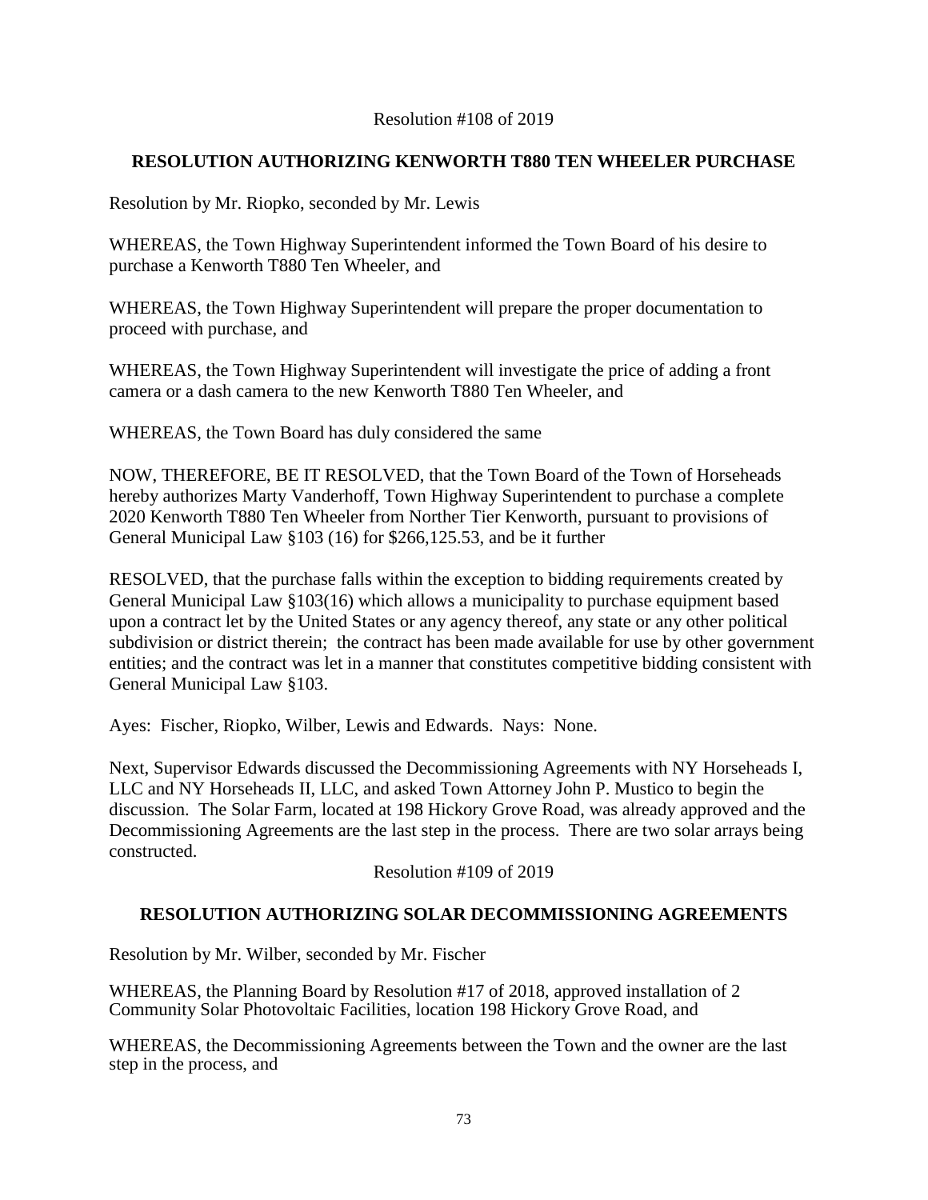Resolution #108 of 2019

**RESOLUTION AUTHORIZING KENWORTH T880 TEN WHEELER PURCHASE**

Resolution by Mr. Riopko, seconded by Mr. Lewis

WHEREAS, the Town Highway Superintendent informed the Town Board of his desire to purchase a Kenworth T880 Ten Wheeler, and

WHEREAS, the Town Highway Superintendent will prepare the proper documentation to proceed with purchase, and

WHEREAS, the Town Highway Superintendent will investigate the price of adding a front camera or a dash camera to the new Kenworth T880 Ten Wheeler, and

WHEREAS, the Town Board has duly considered the same

NOW, THEREFORE, BE IT RESOLVED, that the Town Board of the Town of Horseheads hereby authorizes Marty Vanderhoff, Town Highway Superintendent to purchase a complete 2020 Kenworth T880 Ten Wheeler from Norther Tier Kenworth, pursuant to provisions of General Municipal Law §103 (16) for $266,125.53, and be it further

RESOLVED, that the purchase falls within the exception to bidding requirements created by General Municipal Law §103(16) which allows a municipality to purchase equipment based upon a contract let by the United States or any agency thereof, any state or any other political subdivision or district therein; the contract has been made available for use by other government entities; and the contract was let in a manner that constitutes competitive bidding consistent with General Municipal Law §103.

Ayes: Fischer, Riopko, Wilber, Lewis and Edwards. Nays: None.

Next, Supervisor Edwards discussed the Decommissioning Agreements with NY Horseheads I, LLC and NY Horseheads II, LLC, and asked Town Attorney John P. Mustico to begin the discussion. The Solar Farm, located at 198 Hickory Grove Road, was already approved and the Decommissioning Agreements are the last step in the process. There are two solar arrays being constructed.

Resolution #109 of 2019

**RESOLUTION AUTHORIZING SOLAR DECOMMISSIONING AGREEMENTS**

Resolution by Mr. Wilber, seconded by Mr. Fischer

WHEREAS, the Planning Board by Resolution #17 of 2018, approved installation of 2 Community Solar Photovoltaic Facilities, location 198 Hickory Grove Road, and

WHEREAS, the Decommissioning Agreements between the Town and the owner are the last step in the process, and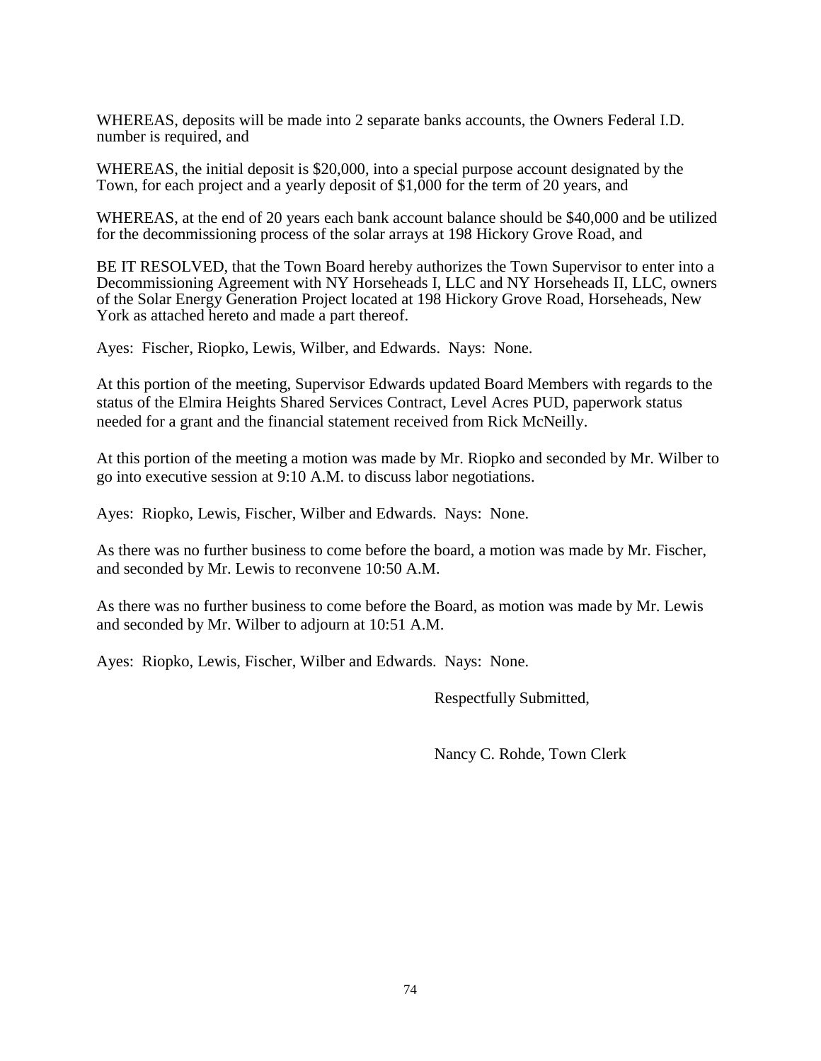WHEREAS, deposits will be made into 2 separate banks accounts, the Owners Federal I.D. number is required, and

WHEREAS, the initial deposit is $20,000, into a special purpose account designated by the Town, for each project and a yearly deposit of $1,000 for the term of 20 years, and

WHEREAS, at the end of 20 years each bank account balance should be $40,000 and be utilized for the decommissioning process of the solar arrays at 198 Hickory Grove Road, and

BE IT RESOLVED, that the Town Board hereby authorizes the Town Supervisor to enter into a Decommissioning Agreement with NY Horseheads I, LLC and NY Horseheads II, LLC, owners of the Solar Energy Generation Project located at 198 Hickory Grove Road, Horseheads, New York as attached hereto and made a part thereof.

Ayes: Fischer, Riopko, Lewis, Wilber, and Edwards. Nays: None.

At this portion of the meeting, Supervisor Edwards updated Board Members with regards to the status of the Elmira Heights Shared Services Contract, Level Acres PUD, paperwork status needed for a grant and the financial statement received from Rick McNeilly.

At this portion of the meeting a motion was made by Mr. Riopko and seconded by Mr. Wilber to go into executive session at 9:10 A.M. to discuss labor negotiations.

Ayes: Riopko, Lewis, Fischer, Wilber and Edwards. Nays: None.

As there was no further business to come before the board, a motion was made by Mr. Fischer, and seconded by Mr. Lewis to reconvene 10:50 A.M.

As there was no further business to come before the Board, as motion was made by Mr. Lewis and seconded by Mr. Wilber to adjourn at 10:51 A.M.

Ayes: Riopko, Lewis, Fischer, Wilber and Edwards. Nays: None.

Respectfully Submitted,

Nancy C. Rohde, Town Clerk